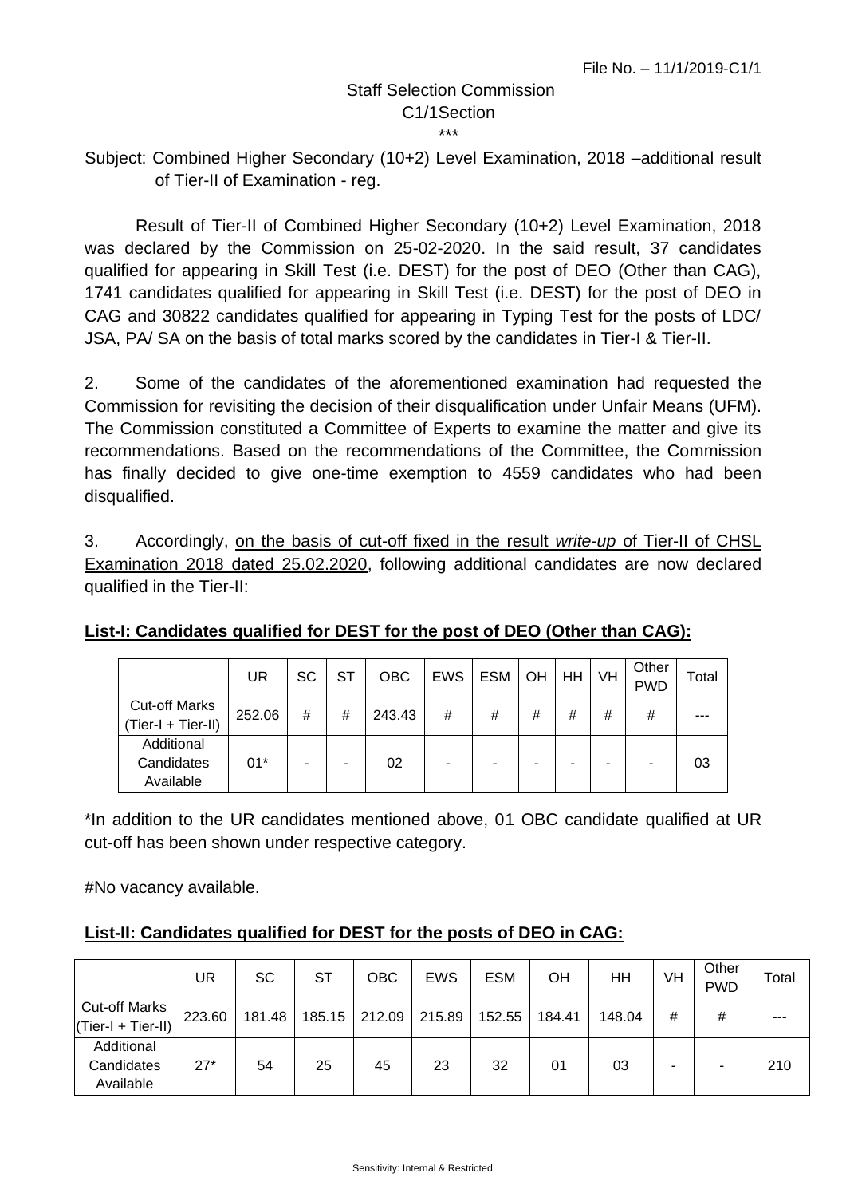File No. – 11/1/2019-C1/1

Staff Selection Commission
C1/1Section
***

Subject: Combined Higher Secondary (10+2) Level Examination, 2018 –additional result of Tier-II of Examination - reg.

Result of Tier-II of Combined Higher Secondary (10+2) Level Examination, 2018 was declared by the Commission on 25-02-2020. In the said result, 37 candidates qualified for appearing in Skill Test (i.e. DEST) for the post of DEO (Other than CAG), 1741 candidates qualified for appearing in Skill Test (i.e. DEST) for the post of DEO in CAG and 30822 candidates qualified for appearing in Typing Test for the posts of LDC/ JSA, PA/ SA on the basis of total marks scored by the candidates in Tier-I & Tier-II.

2. Some of the candidates of the aforementioned examination had requested the Commission for revisiting the decision of their disqualification under Unfair Means (UFM). The Commission constituted a Committee of Experts to examine the matter and give its recommendations. Based on the recommendations of the Committee, the Commission has finally decided to give one-time exemption to 4559 candidates who had been disqualified.

3. Accordingly, on the basis of cut-off fixed in the result *write-up* of Tier-II of CHSL Examination 2018 dated 25.02.2020, following additional candidates are now declared qualified in the Tier-II:

**List-I: Candidates qualified for DEST for the post of DEO (Other than CAG):**

| | UR | SC | ST | OBC | EWS | ESM | OH | HH | VH | Other PWD | Total |
|---|---|---|---|---|---|---|---|---|---|---|---|
| Cut-off Marks (Tier-I + Tier-II) | 252.06 | # | # | 243.43 | # | # | # | # | # | # | --- |
| Additional Candidates Available | 01* | - | - | 02 | - | - | - | - | - | - | 03 |

*In addition to the UR candidates mentioned above, 01 OBC candidate qualified at UR cut-off has been shown under respective category.

#No vacancy available.

**List-II: Candidates qualified for DEST for the posts of DEO in CAG:**

| | UR | SC | ST | OBC | EWS | ESM | OH | HH | VH | Other PWD | Total |
|---|---|---|---|---|---|---|---|---|---|---|---|
| Cut-off Marks (Tier-I + Tier-II) | 223.60 | 181.48 | 185.15 | 212.09 | 215.89 | 152.55 | 184.41 | 148.04 | # | # | --- |
| Additional Candidates Available | 27* | 54 | 25 | 45 | 23 | 32 | 01 | 03 | - | - | 210 |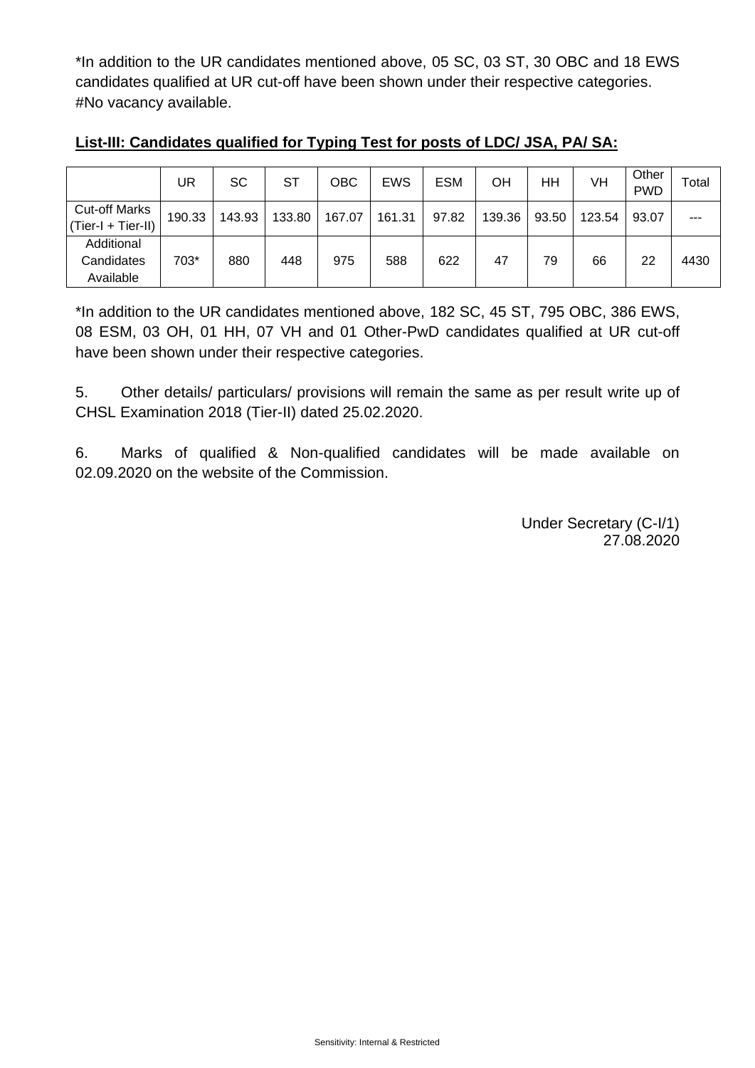*In addition to the UR candidates mentioned above, 05 SC, 03 ST, 30 OBC and 18 EWS candidates qualified at UR cut-off have been shown under their respective categories.
#No vacancy available.

**List-III: Candidates qualified for Typing Test for posts of LDC/ JSA, PA/ SA:**

| | UR | SC | ST | OBC | EWS | ESM | OH | HH | VH | Other PWD | Total |
|---|---|---|---|---|---|---|---|---|---|---|---|
| Cut-off Marks (Tier-I + Tier-II) | 190.33 | 143.93 | 133.80 | 167.07 | 161.31 | 97.82 | 139.36 | 93.50 | 123.54 | 93.07 | --- |
| Additional Candidates Available | 703* | 880 | 448 | 975 | 588 | 622 | 47 | 79 | 66 | 22 | 4430 |

*In addition to the UR candidates mentioned above, 182 SC, 45 ST, 795 OBC, 386 EWS, 08 ESM, 03 OH, 01 HH, 07 VH and 01 Other-PwD candidates qualified at UR cut-off have been shown under their respective categories.

5. Other details/ particulars/ provisions will remain the same as per result write up of CHSL Examination 2018 (Tier-II) dated 25.02.2020.

6. Marks of qualified & Non-qualified candidates will be made available on 02.09.2020 on the website of the Commission.

Under Secretary (C-I/1)
27.08.2020